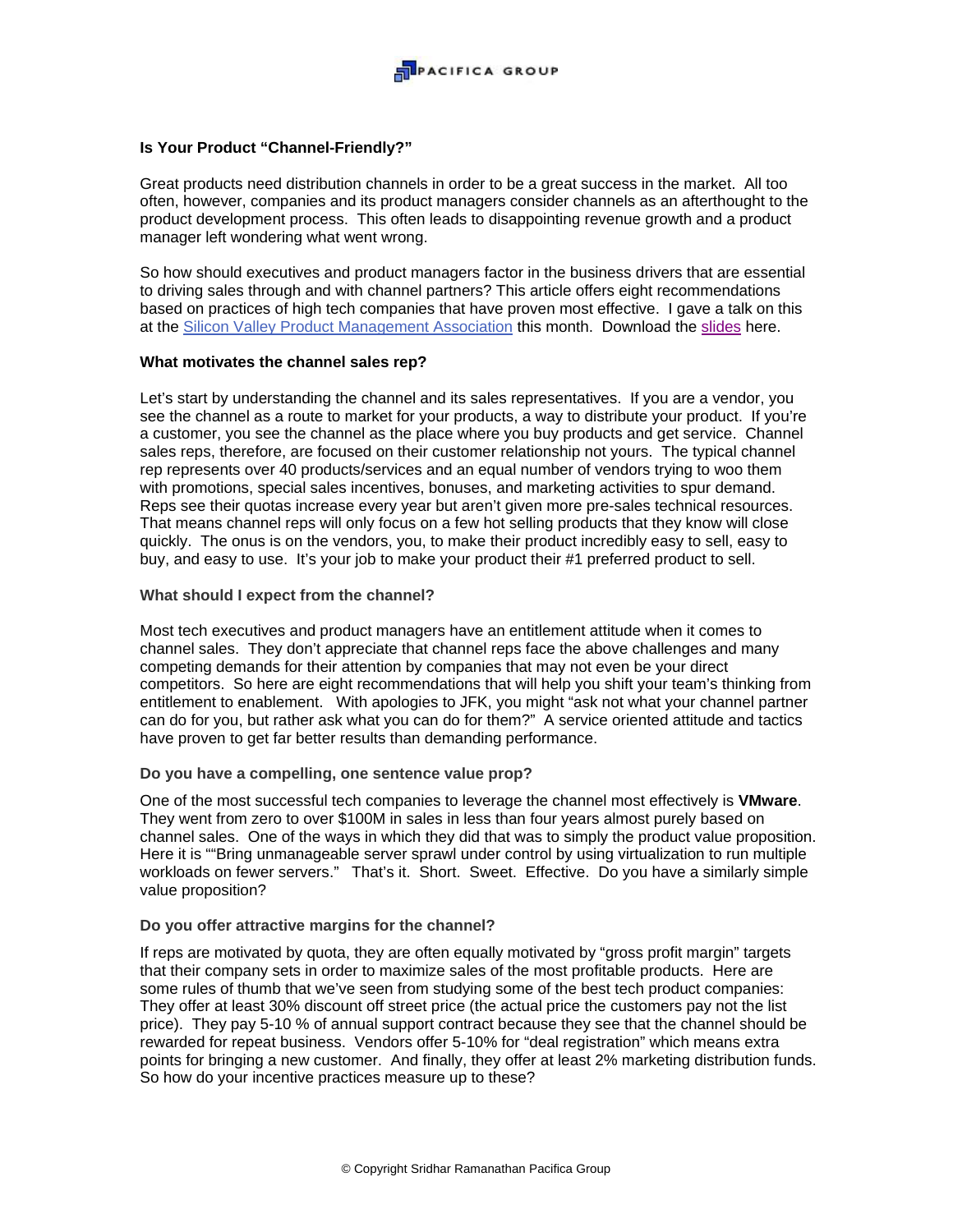**Is Your Product "Channel-Friendly?"**

Great products need distribution channels in order to be a great success in the market. All too often, however, companies and its product managers consider channels as an afterthought to the product development process. This often leads to disappointing revenue growth and a product manager left wondering what went wrong.

So how should executives and product managers factor in the business drivers that are essential to driving sales through and with channel partners? This article offers eight recommendations based on practices of high tech companies that have proven most effective. I gave a talk on this at the Silicon Valley Product Management Association this month. Download the slides here.

**What motivates the channel sales rep?**

Let's start by understanding the channel and its sales representatives. If you are a vendor, you see the channel as a route to market for your products, a way to distribute your product. If you're a customer, you see the channel as the place where you buy products and get service. Channel sales reps, therefore, are focused on their customer relationship not yours. The typical channel rep represents over 40 products/services and an equal number of vendors trying to woo them with promotions, special sales incentives, bonuses, and marketing activities to spur demand. Reps see their quotas increase every year but aren't given more pre-sales technical resources. That means channel reps will only focus on a few hot selling products that they know will close quickly. The onus is on the vendors, you, to make their product incredibly easy to sell, easy to buy, and easy to use. It's your job to make your product their #1 preferred product to sell.

**What should I expect from the channel?**

Most tech executives and product managers have an entitlement attitude when it comes to channel sales. They don't appreciate that channel reps face the above challenges and many competing demands for their attention by companies that may not even be your direct competitors. So here are eight recommendations that will help you shift your team's thinking from entitlement to enablement. With apologies to JFK, you might "ask not what your channel partner can do for you, but rather ask what you can do for them?" A service oriented attitude and tactics have proven to get far better results than demanding performance.

**Do you have a compelling, one sentence value prop?**

One of the most successful tech companies to leverage the channel most effectively is **VMware**. They went from zero to over $100M in sales in less than four years almost purely based on channel sales. One of the ways in which they did that was to simply the product value proposition. Here it is ""Bring unmanageable server sprawl under control by using virtualization to run multiple workloads on fewer servers." That's it. Short. Sweet. Effective. Do you have a similarly simple value proposition?

**Do you offer attractive margins for the channel?**

If reps are motivated by quota, they are often equally motivated by "gross profit margin" targets that their company sets in order to maximize sales of the most profitable products. Here are some rules of thumb that we've seen from studying some of the best tech product companies: They offer at least 30% discount off street price (the actual price the customers pay not the list price). They pay 5-10 % of annual support contract because they see that the channel should be rewarded for repeat business. Vendors offer 5-10% for "deal registration" which means extra points for bringing a new customer. And finally, they offer at least 2% marketing distribution funds. So how do your incentive practices measure up to these?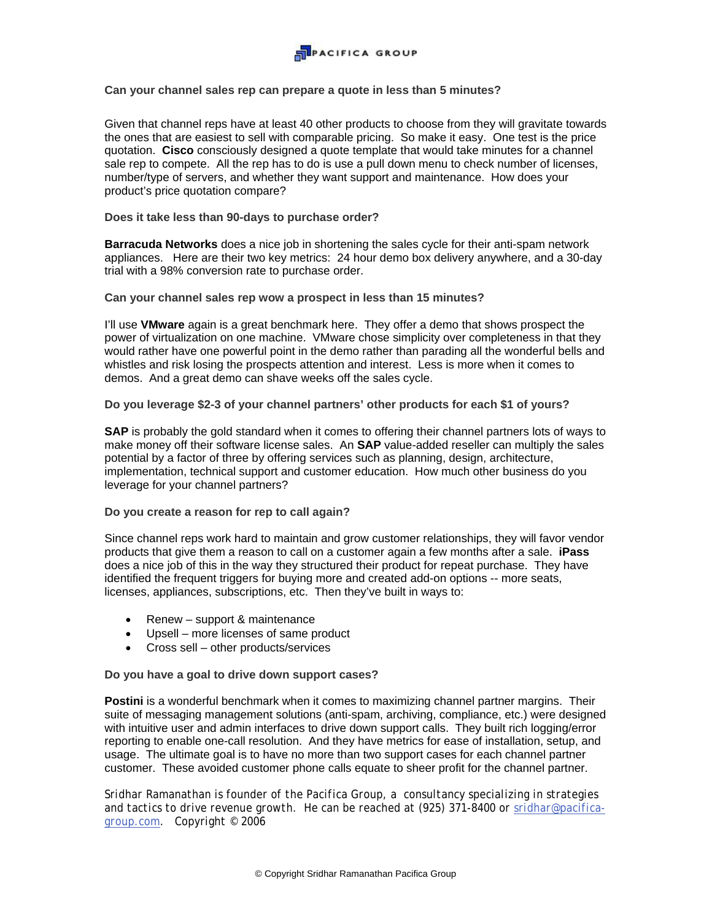**Can your channel sales rep can prepare a quote in less than 5 minutes?**

Given that channel reps have at least 40 other products to choose from they will gravitate towards the ones that are easiest to sell with comparable pricing. So make it easy. One test is the price quotation. **Cisco** consciously designed a quote template that would take minutes for a channel sale rep to compete. All the rep has to do is use a pull down menu to check number of licenses, number/type of servers, and whether they want support and maintenance. How does your product's price quotation compare?

**Does it take less than 90-days to purchase order?**

**Barracuda Networks** does a nice job in shortening the sales cycle for their anti-spam network appliances. Here are their two key metrics: 24 hour demo box delivery anywhere, and a 30-day trial with a 98% conversion rate to purchase order.

**Can your channel sales rep wow a prospect in less than 15 minutes?**

I'll use **VMware** again is a great benchmark here. They offer a demo that shows prospect the power of virtualization on one machine. VMware chose simplicity over completeness in that they would rather have one powerful point in the demo rather than parading all the wonderful bells and whistles and risk losing the prospects attention and interest. Less is more when it comes to demos. And a great demo can shave weeks off the sales cycle.

**Do you leverage $2-3 of your channel partners' other products for each $1 of yours?**

**SAP** is probably the gold standard when it comes to offering their channel partners lots of ways to make money off their software license sales. An **SAP** value-added reseller can multiply the sales potential by a factor of three by offering services such as planning, design, architecture, implementation, technical support and customer education. How much other business do you leverage for your channel partners?

**Do you create a reason for rep to call again?**

Since channel reps work hard to maintain and grow customer relationships, they will favor vendor products that give them a reason to call on a customer again a few months after a sale. **iPass** does a nice job of this in the way they structured their product for repeat purchase. They have identified the frequent triggers for buying more and created add-on options -- more seats, licenses, appliances, subscriptions, etc. Then they've built in ways to:

- Renew – support & maintenance
- Upsell – more licenses of same product
- Cross sell – other products/services

**Do you have a goal to drive down support cases?**

**Postini** is a wonderful benchmark when it comes to maximizing channel partner margins. Their suite of messaging management solutions (anti-spam, archiving, compliance, etc.) were designed with intuitive user and admin interfaces to drive down support calls. They built rich logging/error reporting to enable one-call resolution. And they have metrics for ease of installation, setup, and usage. The ultimate goal is to have no more than two support cases for each channel partner customer. These avoided customer phone calls equate to sheer profit for the channel partner.

*Sridhar Ramanathan is founder of the Pacifica Group, a consultancy specializing in strategies and tactics to drive revenue growth. He can be reached at (925) 371-8400 or sridhar@pacifica-group.com. Copyright © 2006*